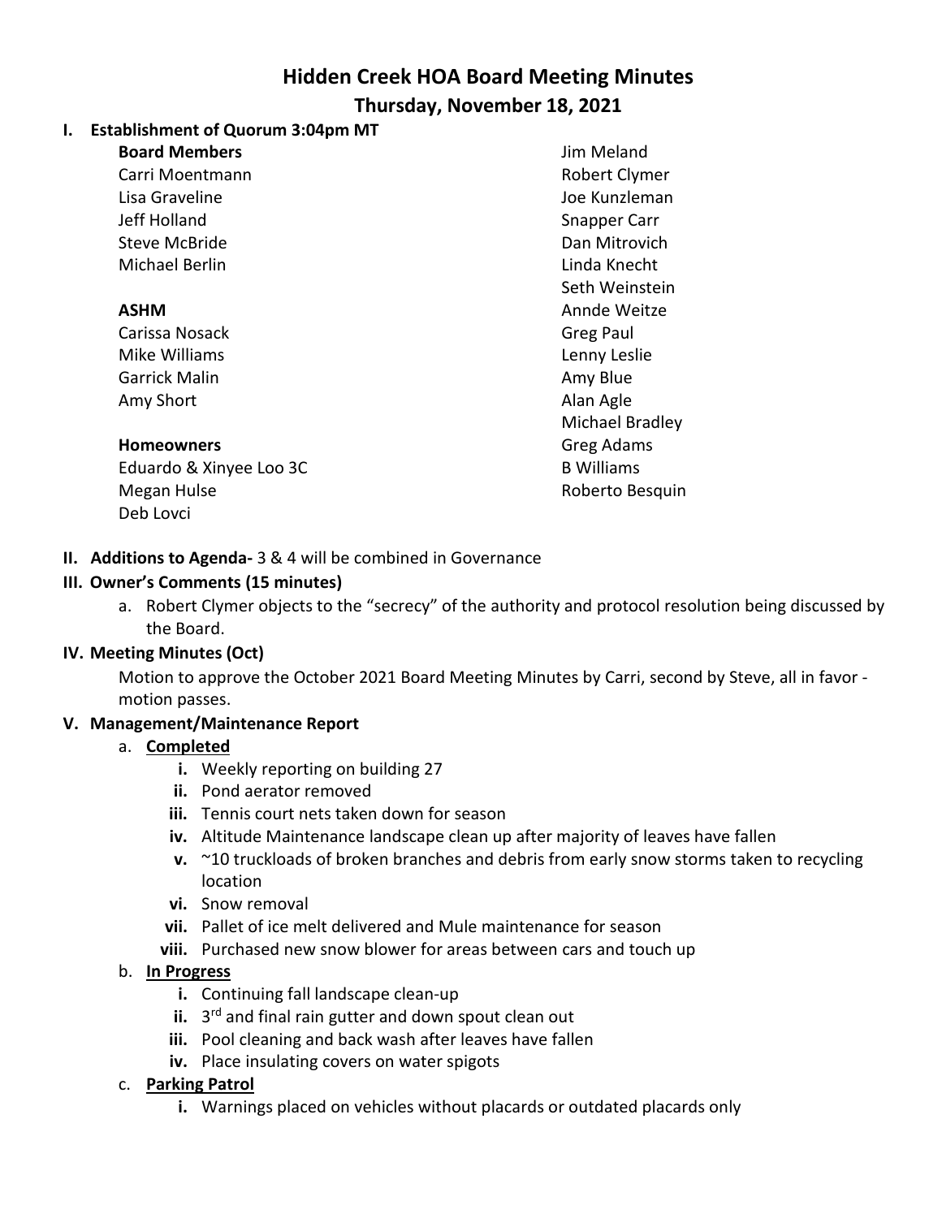# Hidden Creek HOA Board Meeting Minutes

## Thursday, November 18, 2021

**I. Establishment of Quorum 3:04pm MT**

**Board Members**
Carri Moentmann
Lisa Graveline
Jeff Holland
Steve McBride
Michael Berlin

**ASHM**
Carissa Nosack
Mike Williams
Garrick Malin
Amy Short

**Homeowners**
Eduardo & Xinyee Loo 3C
Megan Hulse
Deb Lovci
Jim Meland
Robert Clymer
Joe Kunzleman
Snapper Carr
Dan Mitrovich
Linda Knecht
Seth Weinstein
Annde Weitze
Greg Paul
Lenny Leslie
Amy Blue
Alan Agle
Michael Bradley
Greg Adams
B Williams
Roberto Besquin

**II. Additions to Agenda-** 3 & 4 will be combined in Governance

**III. Owner's Comments (15 minutes)**

a. Robert Clymer objects to the "secrecy" of the authority and protocol resolution being discussed by the Board.

**IV. Meeting Minutes (Oct)**

Motion to approve the October 2021 Board Meeting Minutes by Carri, second by Steve, all in favor - motion passes.

**V. Management/Maintenance Report**

a. **Completed**
   i. Weekly reporting on building 27
   ii. Pond aerator removed
   iii. Tennis court nets taken down for season
   iv. Altitude Maintenance landscape clean up after majority of leaves have fallen
   v. ~10 truckloads of broken branches and debris from early snow storms taken to recycling location
   vi. Snow removal
   vii. Pallet of ice melt delivered and Mule maintenance for season
   viii. Purchased new snow blower for areas between cars and touch up

b. **In Progress**
   i. Continuing fall landscape clean-up
   ii. 3rd and final rain gutter and down spout clean out
   iii. Pool cleaning and back wash after leaves have fallen
   iv. Place insulating covers on water spigots

c. **Parking Patrol**
   i. Warnings placed on vehicles without placards or outdated placards only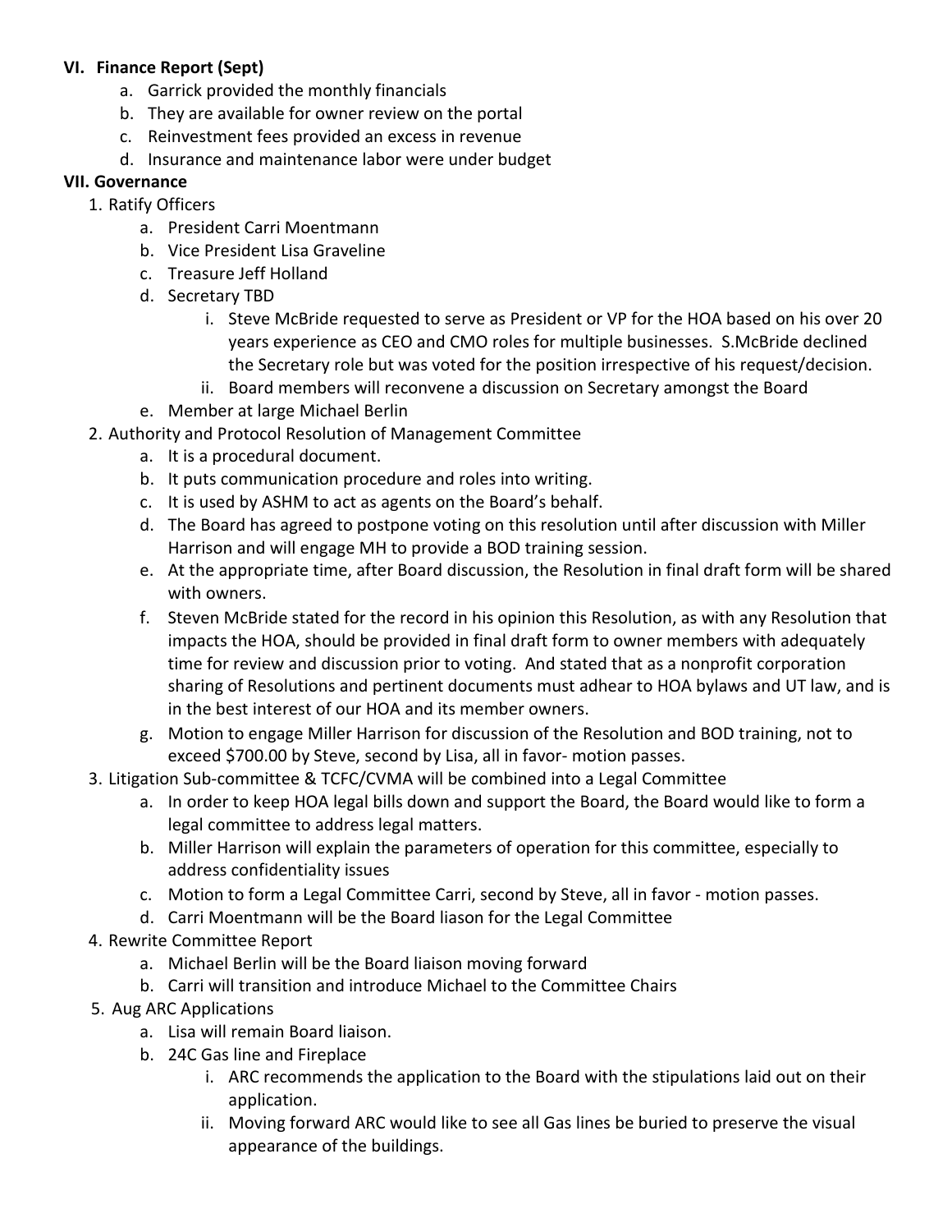**VI. Finance Report (Sept)**

a. Garrick provided the monthly financials
b. They are available for owner review on the portal
c. Reinvestment fees provided an excess in revenue
d. Insurance and maintenance labor were under budget

**VII. Governance**

1. Ratify Officers
    a. President Carri Moentmann
    b. Vice President Lisa Graveline
    c. Treasure Jeff Holland
    d. Secretary TBD
        i. Steve McBride requested to serve as President or VP for the HOA based on his over 20 years experience as CEO and CMO roles for multiple businesses. S.McBride declined the Secretary role but was voted for the position irrespective of his request/decision.
        ii. Board members will reconvene a discussion on Secretary amongst the Board
    e. Member at large Michael Berlin
2. Authority and Protocol Resolution of Management Committee
    a. It is a procedural document.
    b. It puts communication procedure and roles into writing.
    c. It is used by ASHM to act as agents on the Board's behalf.
    d. The Board has agreed to postpone voting on this resolution until after discussion with Miller Harrison and will engage MH to provide a BOD training session.
    e. At the appropriate time, after Board discussion, the Resolution in final draft form will be shared with owners.
    f. Steven McBride stated for the record in his opinion this Resolution, as with any Resolution that impacts the HOA, should be provided in final draft form to owner members with adequately time for review and discussion prior to voting. And stated that as a nonprofit corporation sharing of Resolutions and pertinent documents must adhear to HOA bylaws and UT law, and is in the best interest of our HOA and its member owners.
    g. Motion to engage Miller Harrison for discussion of the Resolution and BOD training, not to exceed $700.00 by Steve, second by Lisa, all in favor- motion passes.
3. Litigation Sub-committee & TCFC/CVMA will be combined into a Legal Committee
    a. In order to keep HOA legal bills down and support the Board, the Board would like to form a legal committee to address legal matters.
    b. Miller Harrison will explain the parameters of operation for this committee, especially to address confidentiality issues
    c. Motion to form a Legal Committee Carri, second by Steve, all in favor - motion passes.
    d. Carri Moentmann will be the Board liason for the Legal Committee
4. Rewrite Committee Report
    a. Michael Berlin will be the Board liaison moving forward
    b. Carri will transition and introduce Michael to the Committee Chairs
5. Aug ARC Applications
    a. Lisa will remain Board liaison.
    b. 24C Gas line and Fireplace
        i. ARC recommends the application to the Board with the stipulations laid out on their application.
        ii. Moving forward ARC would like to see all Gas lines be buried to preserve the visual appearance of the buildings.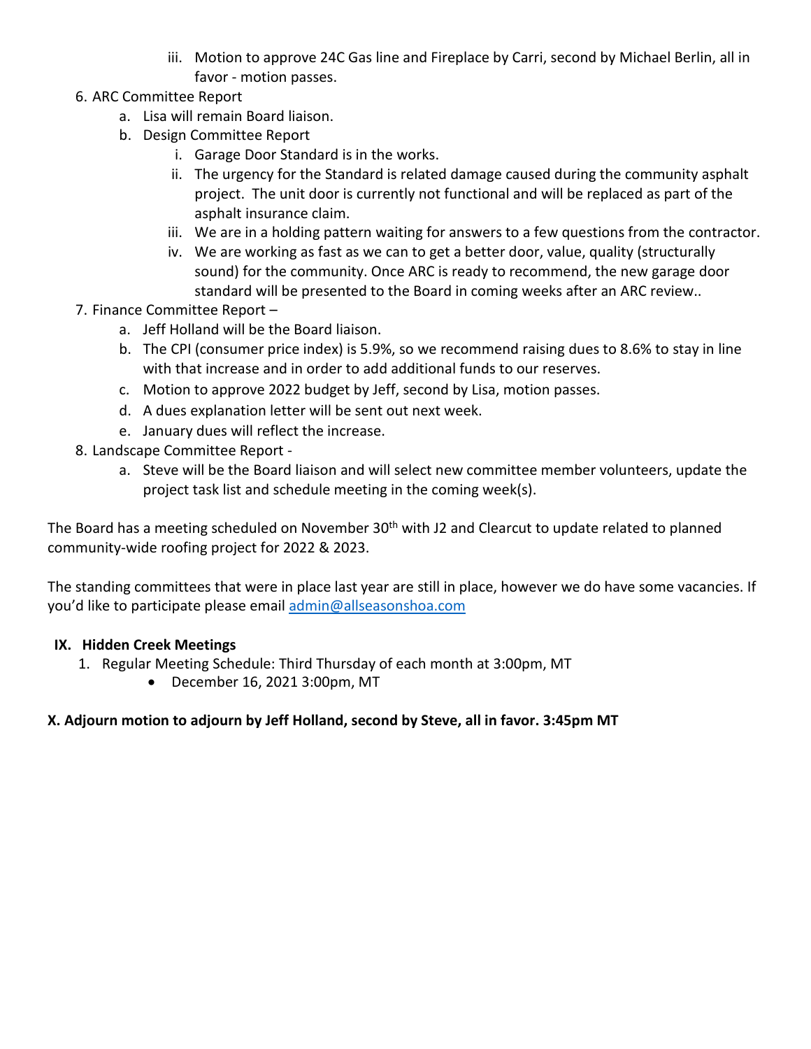iii. Motion to approve 24C Gas line and Fireplace by Carri, second by Michael Berlin, all in favor - motion passes.

6. ARC Committee Report
   a. Lisa will remain Board liaison.
   b. Design Committee Report
      i. Garage Door Standard is in the works.
      ii. The urgency for the Standard is related damage caused during the community asphalt project. The unit door is currently not functional and will be replaced as part of the asphalt insurance claim.
      iii. We are in a holding pattern waiting for answers to a few questions from the contractor.
      iv. We are working as fast as we can to get a better door, value, quality (structurally sound) for the community. Once ARC is ready to recommend, the new garage door standard will be presented to the Board in coming weeks after an ARC review..
7. Finance Committee Report –
   a. Jeff Holland will be the Board liaison.
   b. The CPI (consumer price index) is 5.9%, so we recommend raising dues to 8.6% to stay in line with that increase and in order to add additional funds to our reserves.
   c. Motion to approve 2022 budget by Jeff, second by Lisa, motion passes.
   d. A dues explanation letter will be sent out next week.
   e. January dues will reflect the increase.
8. Landscape Committee Report -
   a. Steve will be the Board liaison and will select new committee member volunteers, update the project task list and schedule meeting in the coming week(s).

The Board has a meeting scheduled on November 30th with J2 and Clearcut to update related to planned community-wide roofing project for 2022 & 2023.

The standing committees that were in place last year are still in place, however we do have some vacancies. If you'd like to participate please email admin@allseasonshoa.com

## IX. Hidden Creek Meetings

1. Regular Meeting Schedule: Third Thursday of each month at 3:00pm, MT
   - December 16, 2021 3:00pm, MT

**X. Adjourn motion to adjourn by Jeff Holland, second by Steve, all in favor. 3:45pm MT**